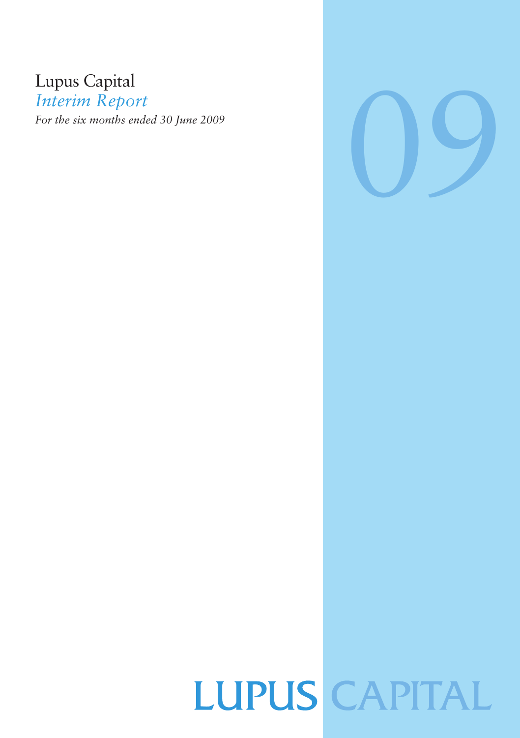# Lupus Capital

## *Interim Report*

*For the six months ended 30 June 2009*

09

LUPUS CAPITAL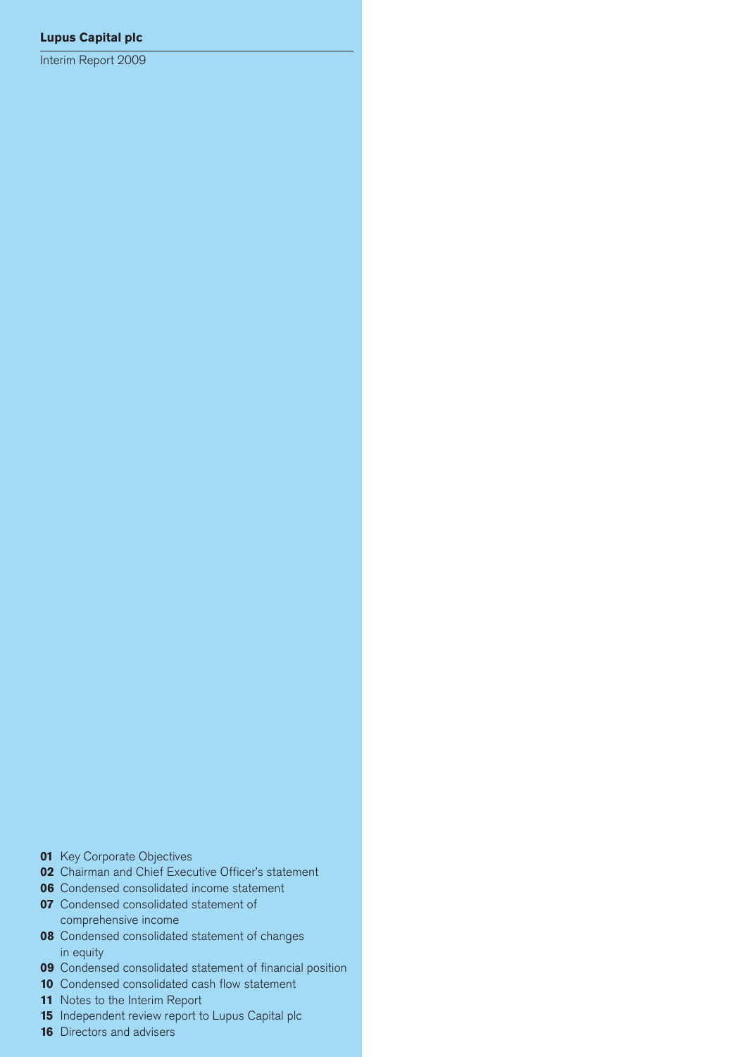**Lupus Capital plc**

Interim Report 2009

- **01** Key Corporate Objectives
- **02** Chairman and Chief Executive Officer's statement
- **06** Condensed consolidated income statement
- **07** Condensed consolidated statement of comprehensive income
- **08** Condensed consolidated statement of changes in equity
- **09** Condensed consolidated statement of financial position
- **10** Condensed consolidated cash flow statement
- **11** Notes to the Interim Report
- **15** Independent review report to Lupus Capital plc
- **16** Directors and advisers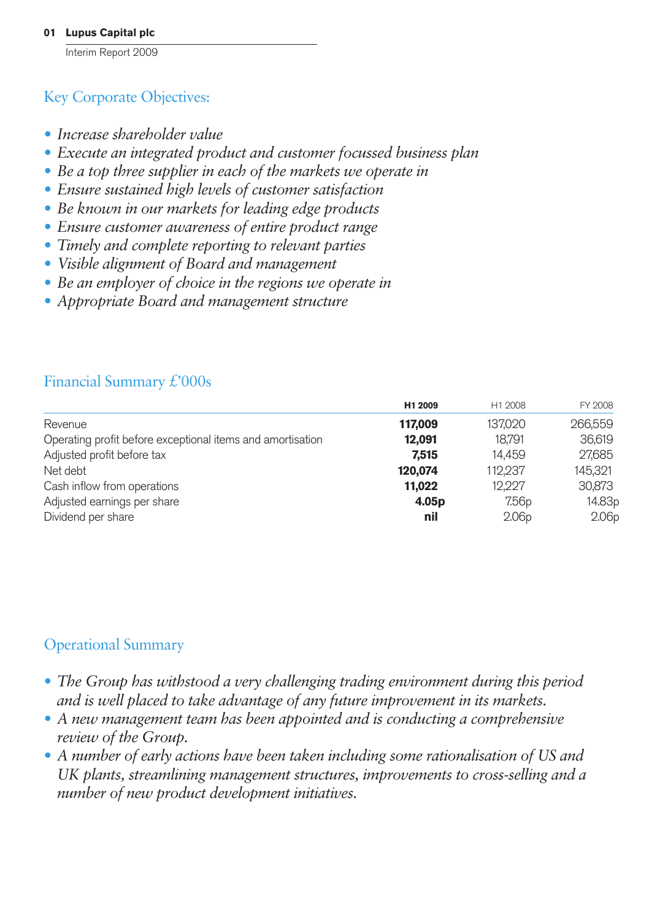## Key Corporate Objectives:

- *Increase shareholder value*
- *Execute an integrated product and customer focussed business plan*
- *Be a top three supplier in each of the markets we operate in*
- *Ensure sustained high levels of customer satisfaction*
- *Be known in our markets for leading edge products*
- *Ensure customer awareness of entire product range*
- *Timely and complete reporting to relevant parties*
- *Visible alignment of Board and management*
- *Be an employer of choice in the regions we operate in*
- *Appropriate Board and management structure*

## Financial Summary £'000s

| | **H1 2009** | H1 2008 | FY 2008 |
|---|---|---|---|
| Revenue | **117,009** | 137,020 | 266,559 |
| Operating profit before exceptional items and amortisation | **12,091** | 18,791 | 36,619 |
| Adjusted profit before tax | **7,515** | 14,459 | 27,685 |
| Net debt | **120,074** | 112,237 | 145,321 |
| Cash inflow from operations | **11,022** | 12,227 | 30,873 |
| Adjusted earnings per share | **4.05p** | 7.56p | 14.83p |
| Dividend per share | **nil** | 2.06p | 2.06p |

## Operational Summary

- *The Group has withstood a very challenging trading environment during this period and is well placed to take advantage of any future improvement in its markets.*
- *A new management team has been appointed and is conducting a comprehensive review of the Group.*
- *A number of early actions have been taken including some rationalisation of US and UK plants, streamlining management structures, improvements to cross-selling and a number of new product development initiatives.*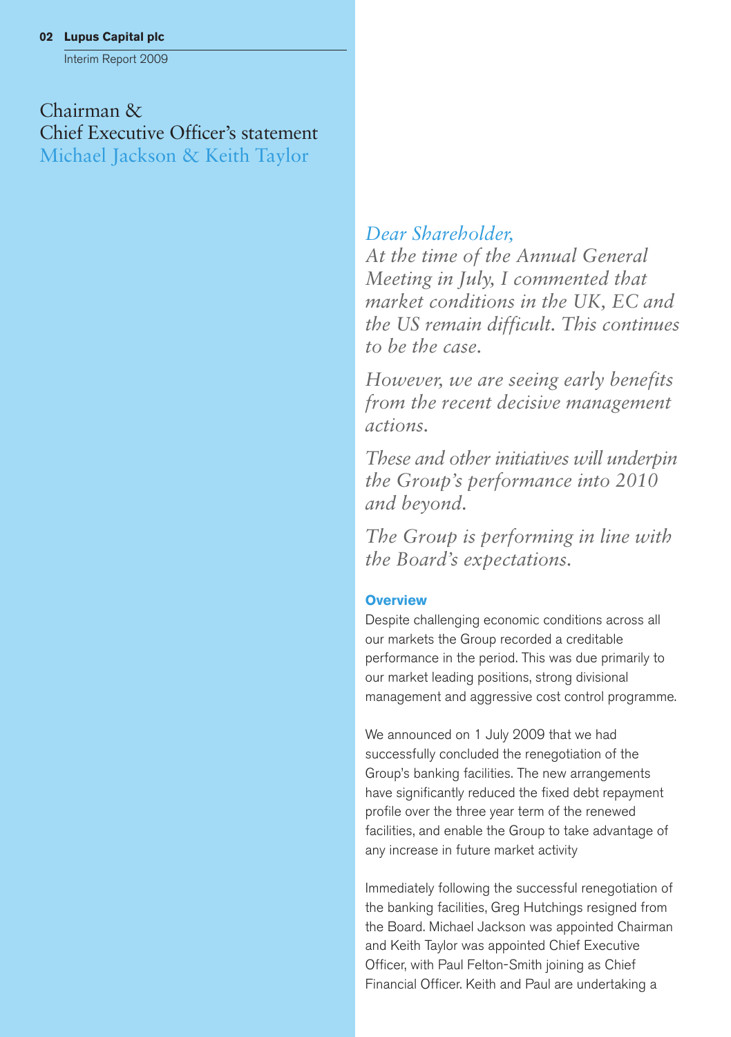# Chairman & Chief Executive Officer's statement

## Michael Jackson & Keith Taylor

*Dear Shareholder,*
*At the time of the Annual General Meeting in July, I commented that market conditions in the UK, EC and the US remain difficult. This continues to be the case.*

*However, we are seeing early benefits from the recent decisive management actions.*

*These and other initiatives will underpin the Group's performance into 2010 and beyond.*

*The Group is performing in line with the Board's expectations.*

### Overview

Despite challenging economic conditions across all our markets the Group recorded a creditable performance in the period. This was due primarily to our market leading positions, strong divisional management and aggressive cost control programme.

We announced on 1 July 2009 that we had successfully concluded the renegotiation of the Group's banking facilities. The new arrangements have significantly reduced the fixed debt repayment profile over the three year term of the renewed facilities, and enable the Group to take advantage of any increase in future market activity

Immediately following the successful renegotiation of the banking facilities, Greg Hutchings resigned from the Board. Michael Jackson was appointed Chairman and Keith Taylor was appointed Chief Executive Officer, with Paul Felton-Smith joining as Chief Financial Officer. Keith and Paul are undertaking a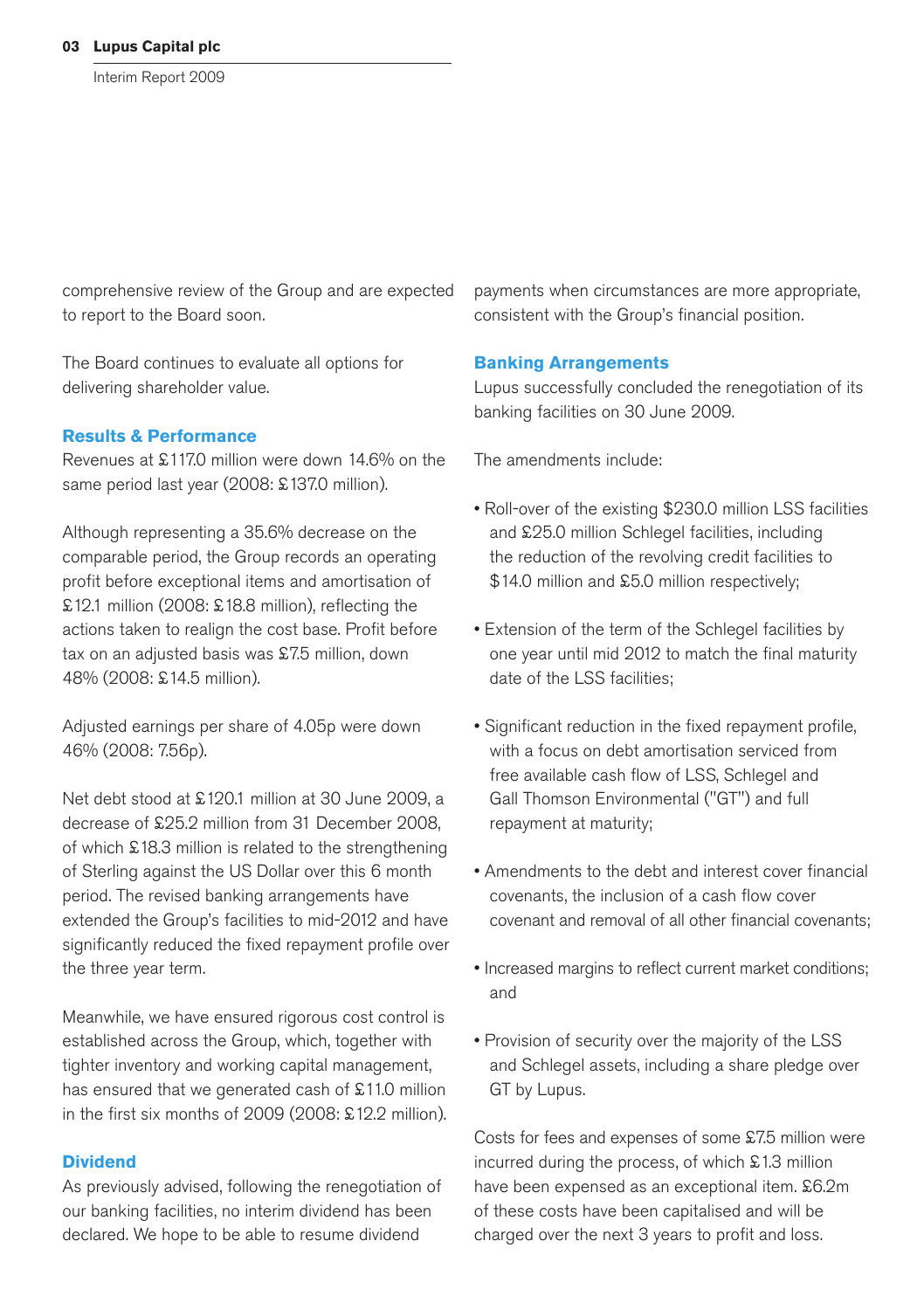comprehensive review of the Group and are expected to report to the Board soon.

The Board continues to evaluate all options for delivering shareholder value.

## Results & Performance

Revenues at £117.0 million were down 14.6% on the same period last year (2008: £137.0 million).

Although representing a 35.6% decrease on the comparable period, the Group records an operating profit before exceptional items and amortisation of £12.1 million (2008: £18.8 million), reflecting the actions taken to realign the cost base. Profit before tax on an adjusted basis was £7.5 million, down 48% (2008: £14.5 million).

Adjusted earnings per share of 4.05p were down 46% (2008: 7.56p).

Net debt stood at £120.1 million at 30 June 2009, a decrease of £25.2 million from 31 December 2008, of which £18.3 million is related to the strengthening of Sterling against the US Dollar over this 6 month period. The revised banking arrangements have extended the Group's facilities to mid-2012 and have significantly reduced the fixed repayment profile over the three year term.

Meanwhile, we have ensured rigorous cost control is established across the Group, which, together with tighter inventory and working capital management, has ensured that we generated cash of £11.0 million in the first six months of 2009 (2008: £12.2 million).

## Dividend

As previously advised, following the renegotiation of our banking facilities, no interim dividend has been declared. We hope to be able to resume dividend payments when circumstances are more appropriate, consistent with the Group's financial position.

## Banking Arrangements

Lupus successfully concluded the renegotiation of its banking facilities on 30 June 2009.

The amendments include:

- Roll-over of the existing $230.0 million LSS facilities and £25.0 million Schlegel facilities, including the reduction of the revolving credit facilities to $14.0 million and £5.0 million respectively;
- Extension of the term of the Schlegel facilities by one year until mid 2012 to match the final maturity date of the LSS facilities;
- Significant reduction in the fixed repayment profile, with a focus on debt amortisation serviced from free available cash flow of LSS, Schlegel and Gall Thomson Environmental ("GT") and full repayment at maturity;
- Amendments to the debt and interest cover financial covenants, the inclusion of a cash flow cover covenant and removal of all other financial covenants;
- Increased margins to reflect current market conditions; and
- Provision of security over the majority of the LSS and Schlegel assets, including a share pledge over GT by Lupus.

Costs for fees and expenses of some £7.5 million were incurred during the process, of which £1.3 million have been expensed as an exceptional item. £6.2m of these costs have been capitalised and will be charged over the next 3 years to profit and loss.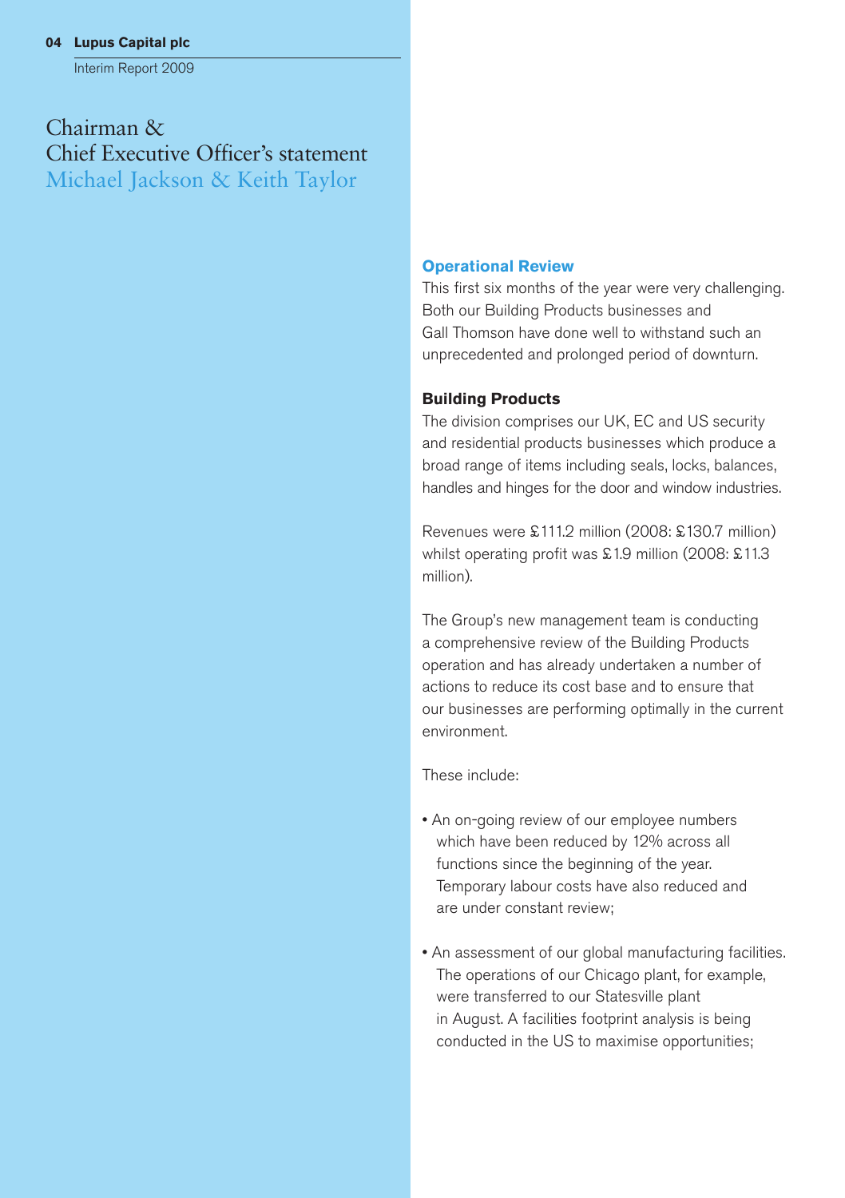# Chairman & Chief Executive Officer's statement
## Michael Jackson & Keith Taylor

### Operational Review

This first six months of the year were very challenging. Both our Building Products businesses and Gall Thomson have done well to withstand such an unprecedented and prolonged period of downturn.

**Building Products**

The division comprises our UK, EC and US security and residential products businesses which produce a broad range of items including seals, locks, balances, handles and hinges for the door and window industries.

Revenues were £111.2 million (2008: £130.7 million) whilst operating profit was £1.9 million (2008: £11.3 million).

The Group's new management team is conducting a comprehensive review of the Building Products operation and has already undertaken a number of actions to reduce its cost base and to ensure that our businesses are performing optimally in the current environment.

These include:

- An on-going review of our employee numbers which have been reduced by 12% across all functions since the beginning of the year. Temporary labour costs have also reduced and are under constant review;
- An assessment of our global manufacturing facilities. The operations of our Chicago plant, for example, were transferred to our Statesville plant in August. A facilities footprint analysis is being conducted in the US to maximise opportunities;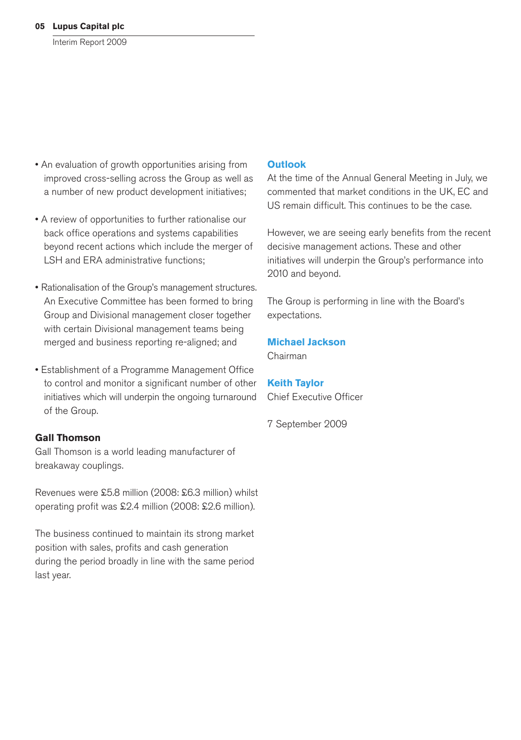- An evaluation of growth opportunities arising from improved cross-selling across the Group as well as a number of new product development initiatives;

- A review of opportunities to further rationalise our back office operations and systems capabilities beyond recent actions which include the merger of LSH and ERA administrative functions;

- Rationalisation of the Group's management structures. An Executive Committee has been formed to bring Group and Divisional management closer together with certain Divisional management teams being merged and business reporting re-aligned; and

- Establishment of a Programme Management Office to control and monitor a significant number of other initiatives which will underpin the ongoing turnaround of the Group.

### Gall Thomson

Gall Thomson is a world leading manufacturer of breakaway couplings.

Revenues were £5.8 million (2008: £6.3 million) whilst operating profit was £2.4 million (2008: £2.6 million).

The business continued to maintain its strong market position with sales, profits and cash generation during the period broadly in line with the same period last year.

## Outlook

At the time of the Annual General Meeting in July, we commented that market conditions in the UK, EC and US remain difficult. This continues to be the case.

However, we are seeing early benefits from the recent decisive management actions. These and other initiatives will underpin the Group's performance into 2010 and beyond.

The Group is performing in line with the Board's expectations.

**Michael Jackson**
Chairman

**Keith Taylor**
Chief Executive Officer

7 September 2009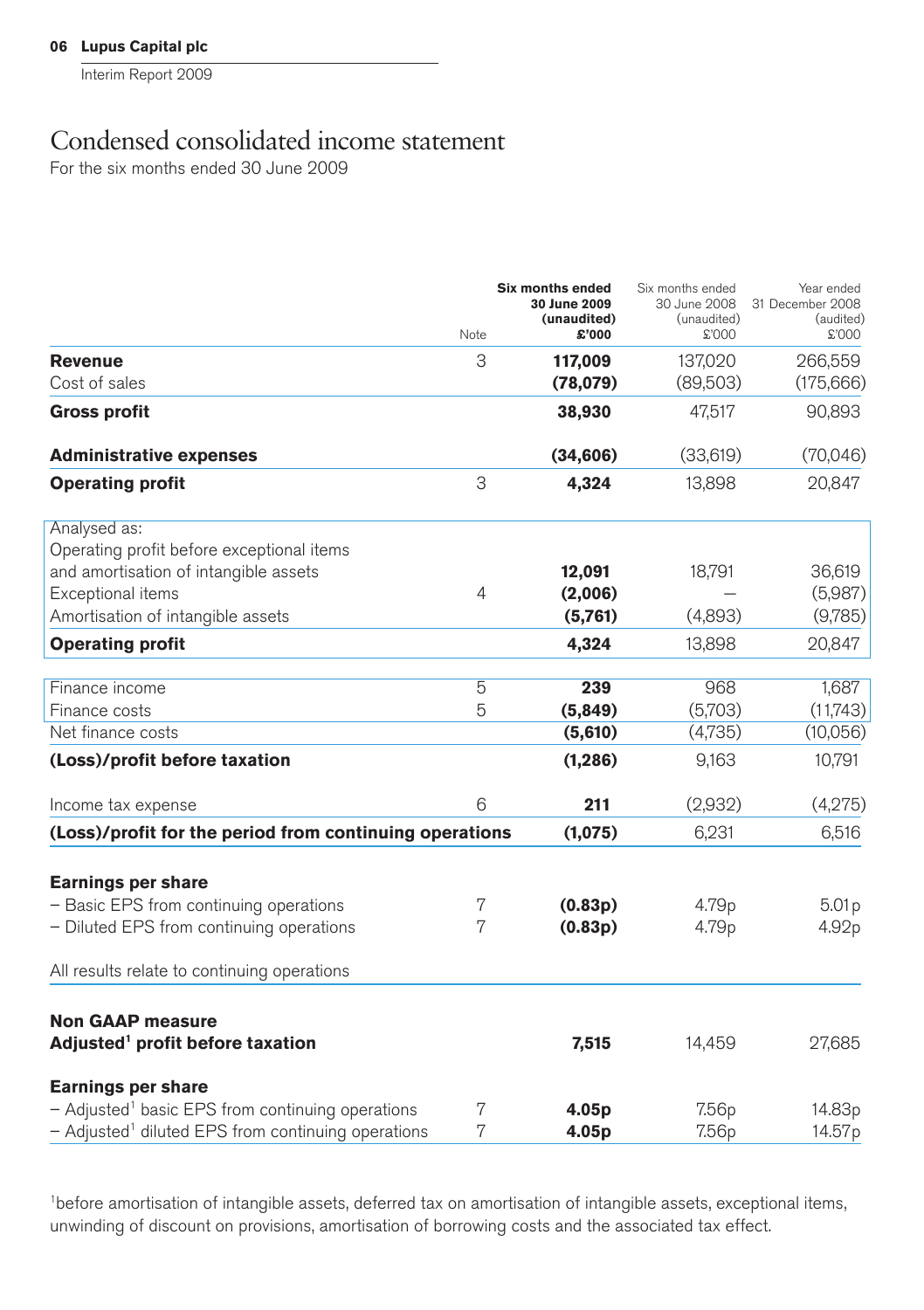# Condensed consolidated income statement

For the six months ended 30 June 2009

| | Note | **Six months ended 30 June 2009 (unaudited) £'000** | Six months ended 30 June 2008 (unaudited) £'000 | Year ended 31 December 2008 (audited) £'000 |
|---|---|---|---|---|
| **Revenue** | 3 | **117,009** | 137,020 | 266,559 |
| Cost of sales | | **(78,079)** | (89,503) | (175,666) |
| **Gross profit** | | **38,930** | 47,517 | 90,893 |
| **Administrative expenses** | | **(34,606)** | (33,619) | (70,046) |
| **Operating profit** | 3 | **4,324** | 13,898 | 20,847 |
| Analysed as: | | | | |
| Operating profit before exceptional items and amortisation of intangible assets | | **12,091** | 18,791 | 36,619 |
| Exceptional items | 4 | **(2,006)** | — | (5,987) |
| Amortisation of intangible assets | | **(5,761)** | (4,893) | (9,785) |
| **Operating profit** | | **4,324** | 13,898 | 20,847 |
| Finance income | 5 | **239** | 968 | 1,687 |
| Finance costs | 5 | **(5,849)** | (5,703) | (11,743) |
| Net finance costs | | **(5,610)** | (4,735) | (10,056) |
| **(Loss)/profit before taxation** | | **(1,286)** | 9,163 | 10,791 |
| Income tax expense | 6 | **211** | (2,932) | (4,275) |
| **(Loss)/profit for the period from continuing operations** | | **(1,075)** | 6,231 | 6,516 |
| **Earnings per share** | | | | |
| – Basic EPS from continuing operations | 7 | **(0.83p)** | 4.79p | 5.01p |
| – Diluted EPS from continuing operations | 7 | **(0.83p)** | 4.79p | 4.92p |

All results relate to continuing operations

| | Note | **Six months ended 30 June 2009** | Six months ended 30 June 2008 | Year ended 31 December 2008 |
|---|---|---|---|---|
| **Non GAAP measure** | | | | |
| **Adjusted[1] profit before taxation** | | **7,515** | 14,459 | 27,685 |
| **Earnings per share** | | | | |
| – Adjusted[1] basic EPS from continuing operations | 7 | **4.05p** | 7.56p | 14.83p |
| – Adjusted[1] diluted EPS from continuing operations | 7 | **4.05p** | 7.56p | 14.57p |

[1]before amortisation of intangible assets, deferred tax on amortisation of intangible assets, exceptional items, unwinding of discount on provisions, amortisation of borrowing costs and the associated tax effect.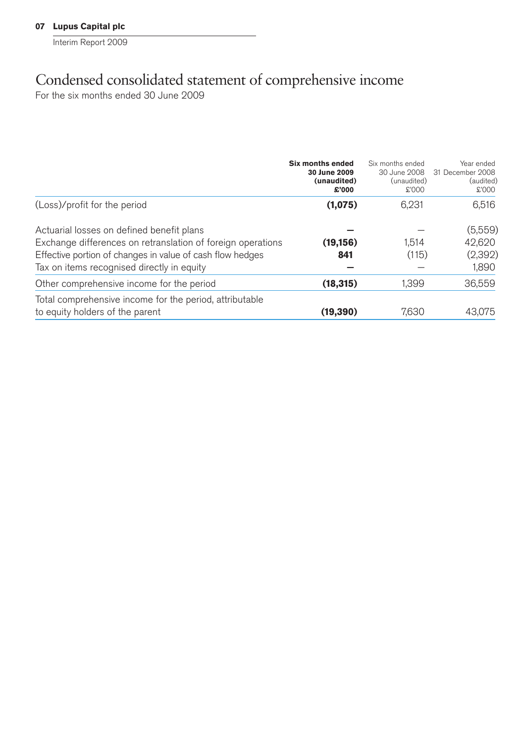# Condensed consolidated statement of comprehensive income

For the six months ended 30 June 2009

| | **Six months ended 30 June 2009 (unaudited) £'000** | Six months ended 30 June 2008 (unaudited) £'000 | Year ended 31 December 2008 (audited) £'000 |
|---|---|---|---|
| (Loss)/profit for the period | **(1,075)** | 6,231 | 6,516 |
| Actuarial losses on defined benefit plans | **–** | – | (5,559) |
| Exchange differences on retranslation of foreign operations | **(19,156)** | 1,514 | 42,620 |
| Effective portion of changes in value of cash flow hedges | **841** | (115) | (2,392) |
| Tax on items recognised directly in equity | **–** | – | 1,890 |
| Other comprehensive income for the period | **(18,315)** | 1,399 | 36,559 |
| Total comprehensive income for the period, attributable to equity holders of the parent | **(19,390)** | 7,630 | 43,075 |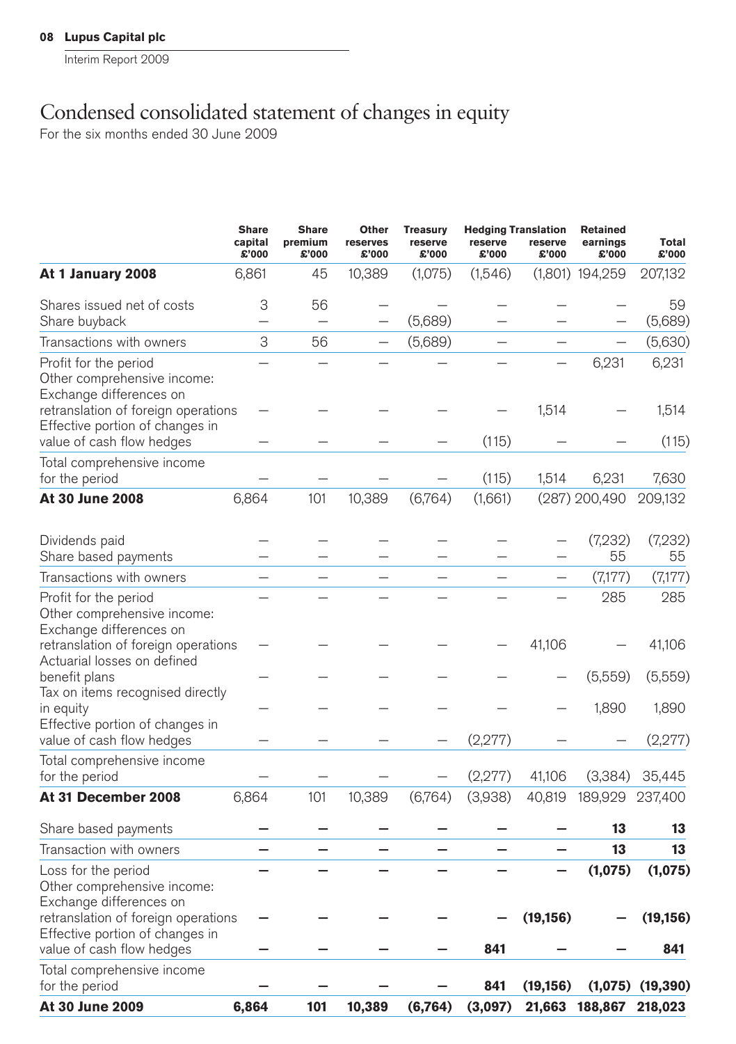# Condensed consolidated statement of changes in equity

For the six months ended 30 June 2009

| | Share capital £'000 | Share premium £'000 | Other reserves £'000 | Treasury reserve £'000 | Hedging reserve £'000 | Translation reserve £'000 | Retained earnings £'000 | Total £'000 |
|---|---|---|---|---|---|---|---|---|
| **At 1 January 2008** | 6,861 | 45 | 10,389 | (1,075) | (1,546) | (1,801) | 194,259 | 207,132 |
| Shares issued net of costs | 3 | 56 | – | – | – | – | – | 59 |
| Share buyback | – | – | – | (5,689) | – | – | – | (5,689) |
| Transactions with owners | 3 | 56 | – | (5,689) | – | – | – | (5,630) |
| Profit for the period | – | – | – | – | – | – | 6,231 | 6,231 |
| Other comprehensive income: | | | | | | | | |
| Exchange differences on retranslation of foreign operations | – | – | – | – | – | 1,514 | – | 1,514 |
| Effective portion of changes in value of cash flow hedges | – | – | – | – | (115) | – | – | (115) |
| Total comprehensive income for the period | – | – | – | – | (115) | 1,514 | 6,231 | 7,630 |
| **At 30 June 2008** | 6,864 | 101 | 10,389 | (6,764) | (1,661) | (287) | 200,490 | 209,132 |
| Dividends paid | – | – | – | – | – | – | (7,232) | (7,232) |
| Share based payments | – | – | – | – | – | – | 55 | 55 |
| Transactions with owners | – | – | – | – | – | – | (7,177) | (7,177) |
| Profit for the period | – | – | – | – | – | – | 285 | 285 |
| Other comprehensive income: | | | | | | | | |
| Exchange differences on retranslation of foreign operations | – | – | – | – | – | 41,106 | – | 41,106 |
| Actuarial losses on defined benefit plans | – | – | – | – | – | – | (5,559) | (5,559) |
| Tax on items recognised directly in equity | – | – | – | – | – | – | 1,890 | 1,890 |
| Effective portion of changes in value of cash flow hedges | – | – | – | – | (2,277) | – | – | (2,277) |
| Total comprehensive income for the period | – | – | – | – | (2,277) | 41,106 | (3,384) | 35,445 |
| **At 31 December 2008** | 6,864 | 101 | 10,389 | (6,764) | (3,938) | 40,819 | 189,929 | 237,400 |
| Share based payments | **–** | **–** | **–** | **–** | **–** | **–** | **13** | **13** |
| Transaction with owners | **–** | **–** | **–** | **–** | **–** | **–** | **13** | **13** |
| Loss for the period | **–** | **–** | **–** | **–** | **–** | **–** | **(1,075)** | **(1,075)** |
| Other comprehensive income: | | | | | | | | |
| Exchange differences on retranslation of foreign operations | **–** | **–** | **–** | **–** | **–** | **(19,156)** | **–** | **(19,156)** |
| Effective portion of changes in value of cash flow hedges | **–** | **–** | **–** | **–** | **841** | **–** | **–** | **841** |
| Total comprehensive income for the period | **–** | **–** | **–** | **–** | **841** | **(19,156)** | **(1,075)** | **(19,390)** |
| **At 30 June 2009** | **6,864** | **101** | **10,389** | **(6,764)** | **(3,097)** | **21,663** | **188,867** | **218,023** |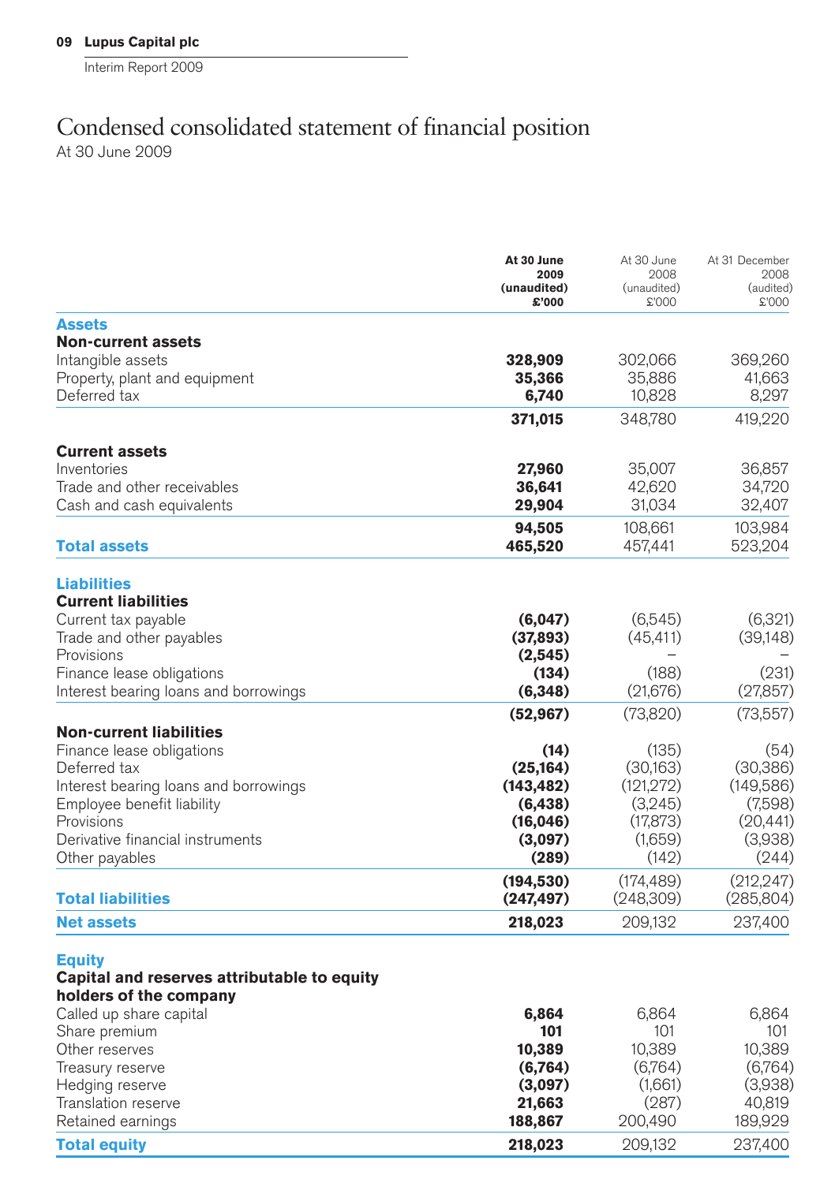# Condensed consolidated statement of financial position

At 30 June 2009

| | **At 30 June 2009 (unaudited) £'000** | At 30 June 2008 (unaudited) £'000 | At 31 December 2008 (audited) £'000 |
|---|---|---|---|
| **Assets** | | | |
| **Non-current assets** | | | |
| Intangible assets | **328,909** | 302,066 | 369,260 |
| Property, plant and equipment | **35,366** | 35,886 | 41,663 |
| Deferred tax | **6,740** | 10,828 | 8,297 |
| | **371,015** | 348,780 | 419,220 |
| **Current assets** | | | |
| Inventories | **27,960** | 35,007 | 36,857 |
| Trade and other receivables | **36,641** | 42,620 | 34,720 |
| Cash and cash equivalents | **29,904** | 31,034 | 32,407 |
| | **94,505** | 108,661 | 103,984 |
| **Total assets** | **465,520** | 457,441 | 523,204 |
| **Liabilities** | | | |
| **Current liabilities** | | | |
| Current tax payable | **(6,047)** | (6,545) | (6,321) |
| Trade and other payables | **(37,893)** | (45,411) | (39,148) |
| Provisions | **(2,545)** | – | – |
| Finance lease obligations | **(134)** | (188) | (231) |
| Interest bearing loans and borrowings | **(6,348)** | (21,676) | (27,857) |
| | **(52,967)** | (73,820) | (73,557) |
| **Non-current liabilities** | | | |
| Finance lease obligations | **(14)** | (135) | (54) |
| Deferred tax | **(25,164)** | (30,163) | (30,386) |
| Interest bearing loans and borrowings | **(143,482)** | (121,272) | (149,586) |
| Employee benefit liability | **(6,438)** | (3,245) | (7,598) |
| Provisions | **(16,046)** | (17,873) | (20,441) |
| Derivative financial instruments | **(3,097)** | (1,659) | (3,938) |
| Other payables | **(289)** | (142) | (244) |
| | **(194,530)** | (174,489) | (212,247) |
| **Total liabilities** | **(247,497)** | (248,309) | (285,804) |
| **Net assets** | **218,023** | 209,132 | 237,400 |
| **Equity** | | | |
| **Capital and reserves attributable to equity holders of the company** | | | |
| Called up share capital | **6,864** | 6,864 | 6,864 |
| Share premium | **101** | 101 | 101 |
| Other reserves | **10,389** | 10,389 | 10,389 |
| Treasury reserve | **(6,764)** | (6,764) | (6,764) |
| Hedging reserve | **(3,097)** | (1,661) | (3,938) |
| Translation reserve | **21,663** | (287) | 40,819 |
| Retained earnings | **188,867** | 200,490 | 189,929 |
| **Total equity** | **218,023** | 209,132 | 237,400 |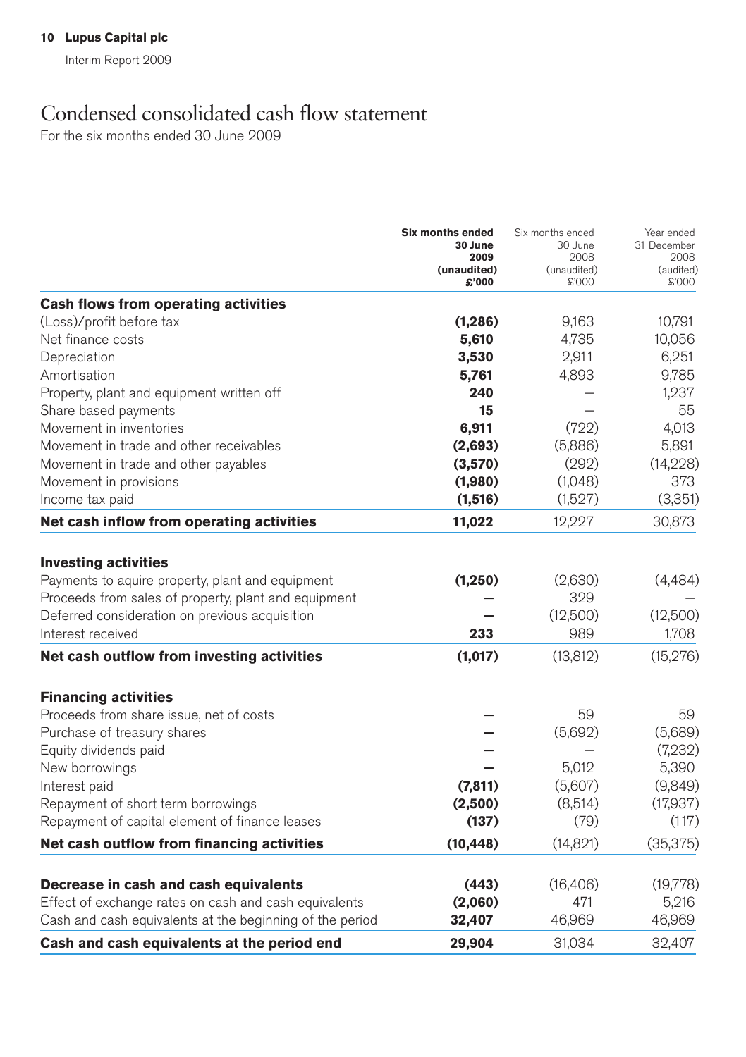# Condensed consolidated cash flow statement

For the six months ended 30 June 2009

| | **Six months ended 30 June 2009 (unaudited) £'000** | Six months ended 30 June 2008 (unaudited) £'000 | Year ended 31 December 2008 (audited) £'000 |
|---|---|---|---|
| **Cash flows from operating activities** | | | |
| (Loss)/profit before tax | **(1,286)** | 9,163 | 10,791 |
| Net finance costs | **5,610** | 4,735 | 10,056 |
| Depreciation | **3,530** | 2,911 | 6,251 |
| Amortisation | **5,761** | 4,893 | 9,785 |
| Property, plant and equipment written off | **240** | – | 1,237 |
| Share based payments | **15** | – | 55 |
| Movement in inventories | **6,911** | (722) | 4,013 |
| Movement in trade and other receivables | **(2,693)** | (5,886) | 5,891 |
| Movement in trade and other payables | **(3,570)** | (292) | (14,228) |
| Movement in provisions | **(1,980)** | (1,048) | 373 |
| Income tax paid | **(1,516)** | (1,527) | (3,351) |
| **Net cash inflow from operating activities** | **11,022** | 12,227 | 30,873 |
| **Investing activities** | | | |
| Payments to aquire property, plant and equipment | **(1,250)** | (2,630) | (4,484) |
| Proceeds from sales of property, plant and equipment | **–** | 329 | – |
| Deferred consideration on previous acquisition | **–** | (12,500) | (12,500) |
| Interest received | **233** | 989 | 1,708 |
| **Net cash outflow from investing activities** | **(1,017)** | (13,812) | (15,276) |
| **Financing activities** | | | |
| Proceeds from share issue, net of costs | **–** | 59 | 59 |
| Purchase of treasury shares | **–** | (5,692) | (5,689) |
| Equity dividends paid | **–** | – | (7,232) |
| New borrowings | **–** | 5,012 | 5,390 |
| Interest paid | **(7,811)** | (5,607) | (9,849) |
| Repayment of short term borrowings | **(2,500)** | (8,514) | (17,937) |
| Repayment of capital element of finance leases | **(137)** | (79) | (117) |
| **Net cash outflow from financing activities** | **(10,448)** | (14,821) | (35,375) |
| **Decrease in cash and cash equivalents** | **(443)** | (16,406) | (19,778) |
| Effect of exchange rates on cash and cash equivalents | **(2,060)** | 471 | 5,216 |
| Cash and cash equivalents at the beginning of the period | **32,407** | 46,969 | 46,969 |
| **Cash and cash equivalents at the period end** | **29,904** | 31,034 | 32,407 |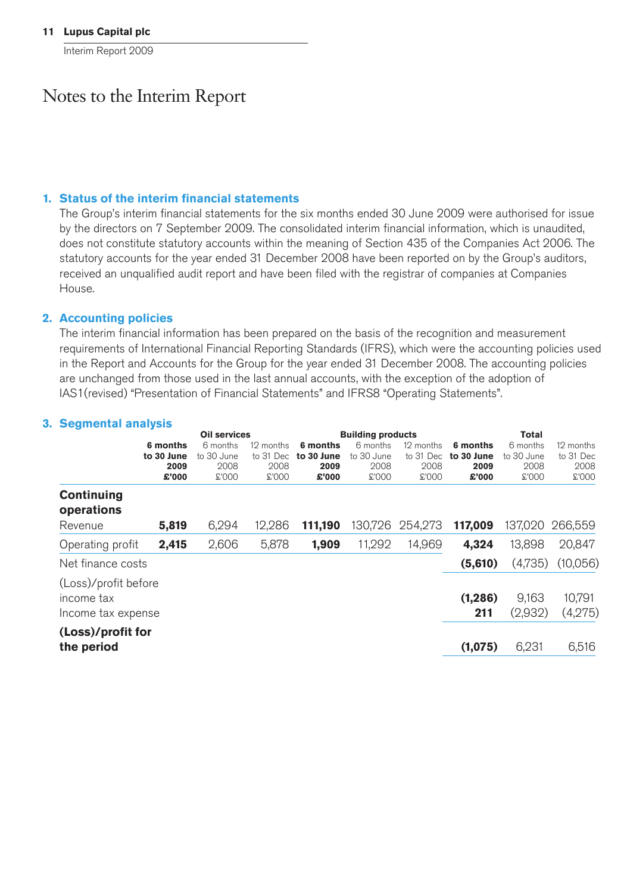# Notes to the Interim Report

## 1. Status of the interim financial statements

The Group's interim financial statements for the six months ended 30 June 2009 were authorised for issue by the directors on 7 September 2009. The consolidated interim financial information, which is unaudited, does not constitute statutory accounts within the meaning of Section 435 of the Companies Act 2006. The statutory accounts for the year ended 31 December 2008 have been reported on by the Group's auditors, received an unqualified audit report and have been filed with the registrar of companies at Companies House.

## 2. Accounting policies

The interim financial information has been prepared on the basis of the recognition and measurement requirements of International Financial Reporting Standards (IFRS), which were the accounting policies used in the Report and Accounts for the Group for the year ended 31 December 2008. The accounting policies are unchanged from those used in the last annual accounts, with the exception of the adoption of IAS1(revised) "Presentation of Financial Statements" and IFRS8 "Operating Statements".

## 3. Segmental analysis

| | Oil services | | | Building products | | | Total | | |
|---|---|---|---|---|---|---|---|---|---|
| | **6 months to 30 June 2009 £'000** | 6 months to 30 June 2008 £'000 | 12 months to 31 Dec 2008 £'000 | **6 months to 30 June 2009 £'000** | 6 months to 30 June 2008 £'000 | 12 months to 31 Dec 2008 £'000 | **6 months to 30 June 2009 £'000** | 6 months to 30 June 2008 £'000 | 12 months to 31 Dec 2008 £'000 |
| **Continuing operations** | | | | | | | | | |
| Revenue | **5,819** | 6,294 | 12,286 | **111,190** | 130,726 | 254,273 | **117,009** | 137,020 | 266,559 |
| Operating profit | **2,415** | 2,606 | 5,878 | **1,909** | 11,292 | 14,969 | **4,324** | 13,898 | 20,847 |
| Net finance costs | | | | | | | **(5,610)** | (4,735) | (10,056) |
| (Loss)/profit before income tax | | | | | | | **(1,286)** | 9,163 | 10,791 |
| Income tax expense | | | | | | | **211** | (2,932) | (4,275) |
| **(Loss)/profit for the period** | | | | | | | **(1,075)** | 6,231 | 6,516 |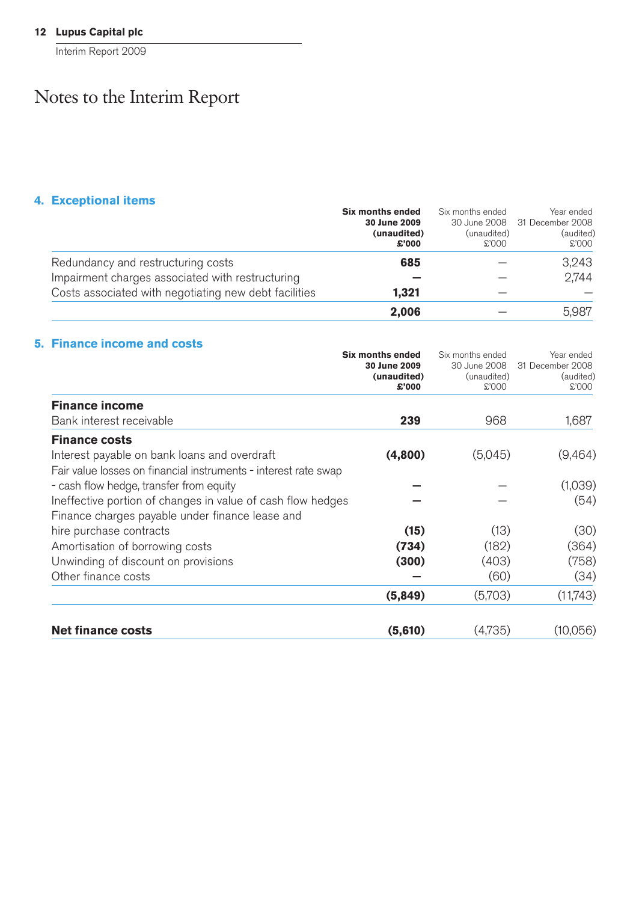# Notes to the Interim Report

## 4. Exceptional items

| | **Six months ended 30 June 2009 (unaudited) £'000** | Six months ended 30 June 2008 (unaudited) £'000 | Year ended 31 December 2008 (audited) £'000 |
|---|---|---|---|
| Redundancy and restructuring costs | **685** | – | 3,243 |
| Impairment charges associated with restructuring | **–** | – | 2,744 |
| Costs associated with negotiating new debt facilities | **1,321** | – | – |
| | **2,006** | – | 5,987 |

## 5. Finance income and costs

| | **Six months ended 30 June 2009 (unaudited) £'000** | Six months ended 30 June 2008 (unaudited) £'000 | Year ended 31 December 2008 (audited) £'000 |
|---|---|---|---|
| **Finance income** | | | |
| Bank interest receivable | **239** | 968 | 1,687 |
| **Finance costs** | | | |
| Interest payable on bank loans and overdraft | **(4,800)** | (5,045) | (9,464) |
| Fair value losses on financial instruments - interest rate swap - cash flow hedge, transfer from equity | **–** | – | (1,039) |
| Ineffective portion of changes in value of cash flow hedges | **–** | – | (54) |
| Finance charges payable under finance lease and hire purchase contracts | **(15)** | (13) | (30) |
| Amortisation of borrowing costs | **(734)** | (182) | (364) |
| Unwinding of discount on provisions | **(300)** | (403) | (758) |
| Other finance costs | **–** | (60) | (34) |
| | **(5,849)** | (5,703) | (11,743) |
| **Net finance costs** | **(5,610)** | (4,735) | (10,056) |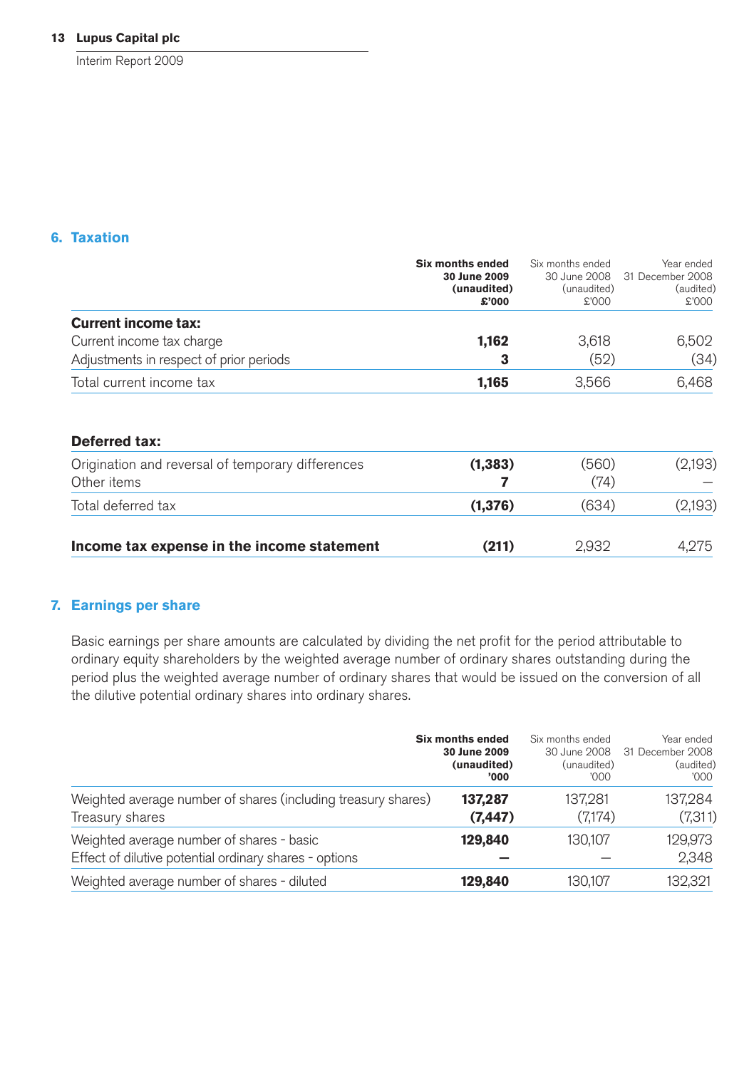## 6. Taxation

| | Six months ended 30 June 2009 (unaudited) £'000 | Six months ended 30 June 2008 (unaudited) £'000 | Year ended 31 December 2008 (audited) £'000 |
|---|---|---|---|
| **Current income tax:** | | | |
| Current income tax charge | **1,162** | 3,618 | 6,502 |
| Adjustments in respect of prior periods | **3** | (52) | (34) |
| Total current income tax | **1,165** | 3,566 | 6,468 |
| | | | |
| **Deferred tax:** | | | |
| Origination and reversal of temporary differences | **(1,383)** | (560) | (2,193) |
| Other items | **7** | (74) | – |
| Total deferred tax | **(1,376)** | (634) | (2,193) |
| | | | |
| **Income tax expense in the income statement** | **(211)** | 2,932 | 4,275 |

## 7. Earnings per share

Basic earnings per share amounts are calculated by dividing the net profit for the period attributable to ordinary equity shareholders by the weighted average number of ordinary shares outstanding during the period plus the weighted average number of ordinary shares that would be issued on the conversion of all the dilutive potential ordinary shares into ordinary shares.

| | Six months ended 30 June 2009 (unaudited) '000 | Six months ended 30 June 2008 (unaudited) '000 | Year ended 31 December 2008 (audited) '000 |
|---|---|---|---|
| Weighted average number of shares (including treasury shares) | **137,287** | 137,281 | 137,284 |
| Treasury shares | **(7,447)** | (7,174) | (7,311) |
| Weighted average number of shares - basic | **129,840** | 130,107 | 129,973 |
| Effect of dilutive potential ordinary shares - options | **–** | – | 2,348 |
| Weighted average number of shares - diluted | **129,840** | 130,107 | 132,321 |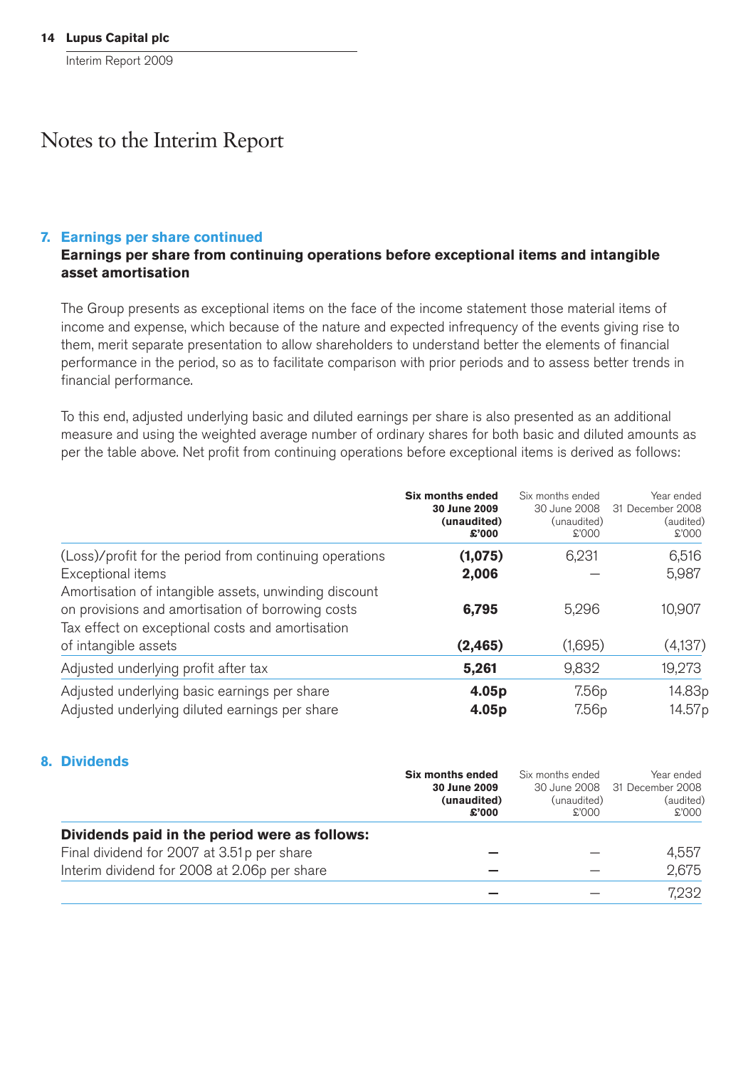# Notes to the Interim Report

## 7. Earnings per share continued

### Earnings per share from continuing operations before exceptional items and intangible asset amortisation

The Group presents as exceptional items on the face of the income statement those material items of income and expense, which because of the nature and expected infrequency of the events giving rise to them, merit separate presentation to allow shareholders to understand better the elements of financial performance in the period, so as to facilitate comparison with prior periods and to assess better trends in financial performance.

To this end, adjusted underlying basic and diluted earnings per share is also presented as an additional measure and using the weighted average number of ordinary shares for both basic and diluted amounts as per the table above. Net profit from continuing operations before exceptional items is derived as follows:

| | **Six months ended 30 June 2009 (unaudited) £'000** | Six months ended 30 June 2008 (unaudited) £'000 | Year ended 31 December 2008 (audited) £'000 |
|---|---|---|---|
| (Loss)/profit for the period from continuing operations | **(1,075)** | 6,231 | 6,516 |
| Exceptional items | **2,006** | – | 5,987 |
| Amortisation of intangible assets, unwinding discount on provisions and amortisation of borrowing costs | **6,795** | 5,296 | 10,907 |
| Tax effect on exceptional costs and amortisation of intangible assets | **(2,465)** | (1,695) | (4,137) |
| Adjusted underlying profit after tax | **5,261** | 9,832 | 19,273 |
| Adjusted underlying basic earnings per share | **4.05p** | 7.56p | 14.83p |
| Adjusted underlying diluted earnings per share | **4.05p** | 7.56p | 14.57p |

## 8. Dividends

| | **Six months ended 30 June 2009 (unaudited) £'000** | Six months ended 30 June 2008 (unaudited) £'000 | Year ended 31 December 2008 (audited) £'000 |
|---|---|---|---|
| **Dividends paid in the period were as follows:** | | | |
| Final dividend for 2007 at 3.51p per share | **–** | – | 4,557 |
| Interim dividend for 2008 at 2.06p per share | **–** | – | 2,675 |
| | **–** | – | 7,232 |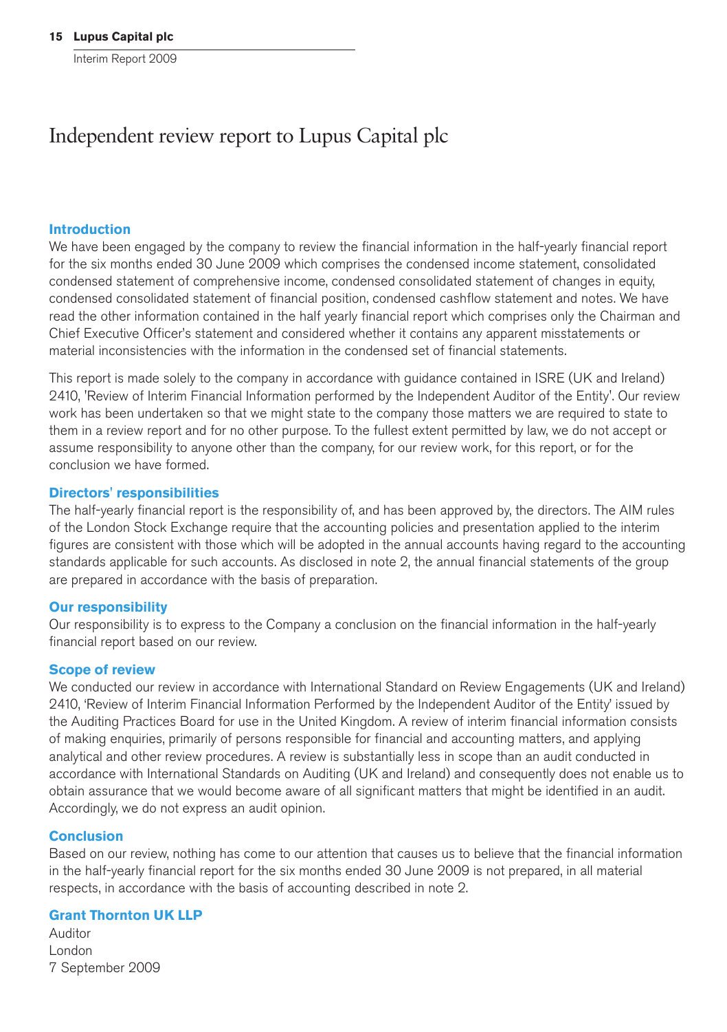# Independent review report to Lupus Capital plc

## Introduction

We have been engaged by the company to review the financial information in the half-yearly financial report for the six months ended 30 June 2009 which comprises the condensed income statement, consolidated condensed statement of comprehensive income, condensed consolidated statement of changes in equity, condensed consolidated statement of financial position, condensed cashflow statement and notes. We have read the other information contained in the half yearly financial report which comprises only the Chairman and Chief Executive Officer's statement and considered whether it contains any apparent misstatements or material inconsistencies with the information in the condensed set of financial statements.

This report is made solely to the company in accordance with guidance contained in ISRE (UK and Ireland) 2410, 'Review of Interim Financial Information performed by the Independent Auditor of the Entity'. Our review work has been undertaken so that we might state to the company those matters we are required to state to them in a review report and for no other purpose. To the fullest extent permitted by law, we do not accept or assume responsibility to anyone other than the company, for our review work, for this report, or for the conclusion we have formed.

## Directors' responsibilities

The half-yearly financial report is the responsibility of, and has been approved by, the directors. The AIM rules of the London Stock Exchange require that the accounting policies and presentation applied to the interim figures are consistent with those which will be adopted in the annual accounts having regard to the accounting standards applicable for such accounts. As disclosed in note 2, the annual financial statements of the group are prepared in accordance with the basis of preparation.

## Our responsibility

Our responsibility is to express to the Company a conclusion on the financial information in the half-yearly financial report based on our review.

## Scope of review

We conducted our review in accordance with International Standard on Review Engagements (UK and Ireland) 2410, 'Review of Interim Financial Information Performed by the Independent Auditor of the Entity' issued by the Auditing Practices Board for use in the United Kingdom. A review of interim financial information consists of making enquiries, primarily of persons responsible for financial and accounting matters, and applying analytical and other review procedures. A review is substantially less in scope than an audit conducted in accordance with International Standards on Auditing (UK and Ireland) and consequently does not enable us to obtain assurance that we would become aware of all significant matters that might be identified in an audit. Accordingly, we do not express an audit opinion.

## Conclusion

Based on our review, nothing has come to our attention that causes us to believe that the financial information in the half-yearly financial report for the six months ended 30 June 2009 is not prepared, in all material respects, in accordance with the basis of accounting described in note 2.

**Grant Thornton UK LLP**
Auditor
London
7 September 2009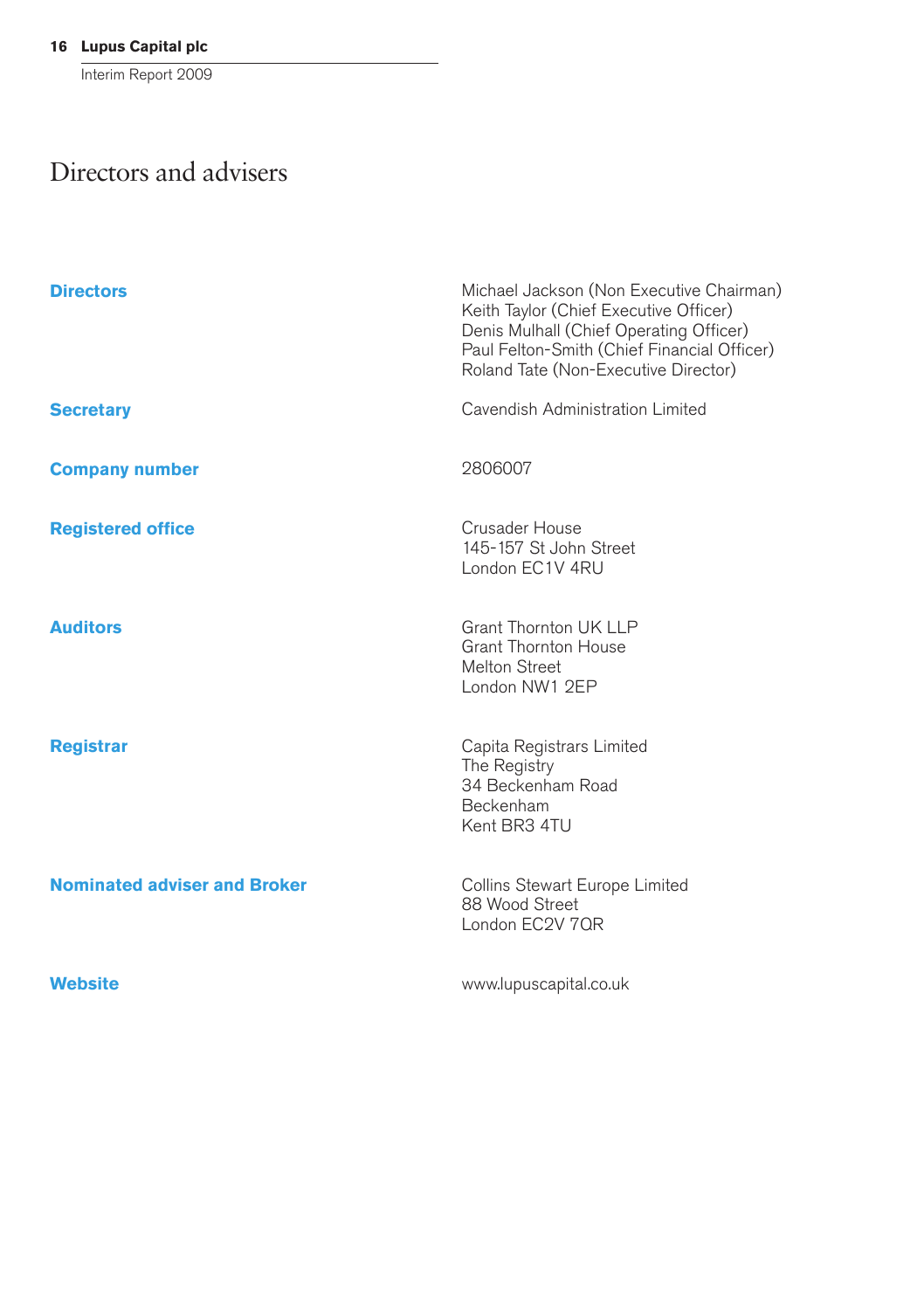# Directors and advisers

**Directors**

Michael Jackson (Non Executive Chairman)
Keith Taylor (Chief Executive Officer)
Denis Mulhall (Chief Operating Officer)
Paul Felton-Smith (Chief Financial Officer)
Roland Tate (Non-Executive Director)

**Secretary**

Cavendish Administration Limited

**Company number**

2806007

**Registered office**

Crusader House
145-157 St John Street
London EC1V 4RU

**Auditors**

Grant Thornton UK LLP
Grant Thornton House
Melton Street
London NW1 2EP

**Registrar**

Capita Registrars Limited
The Registry
34 Beckenham Road
Beckenham
Kent BR3 4TU

**Nominated adviser and Broker**

Collins Stewart Europe Limited
88 Wood Street
London EC2V 7QR

**Website**

www.lupuscapital.co.uk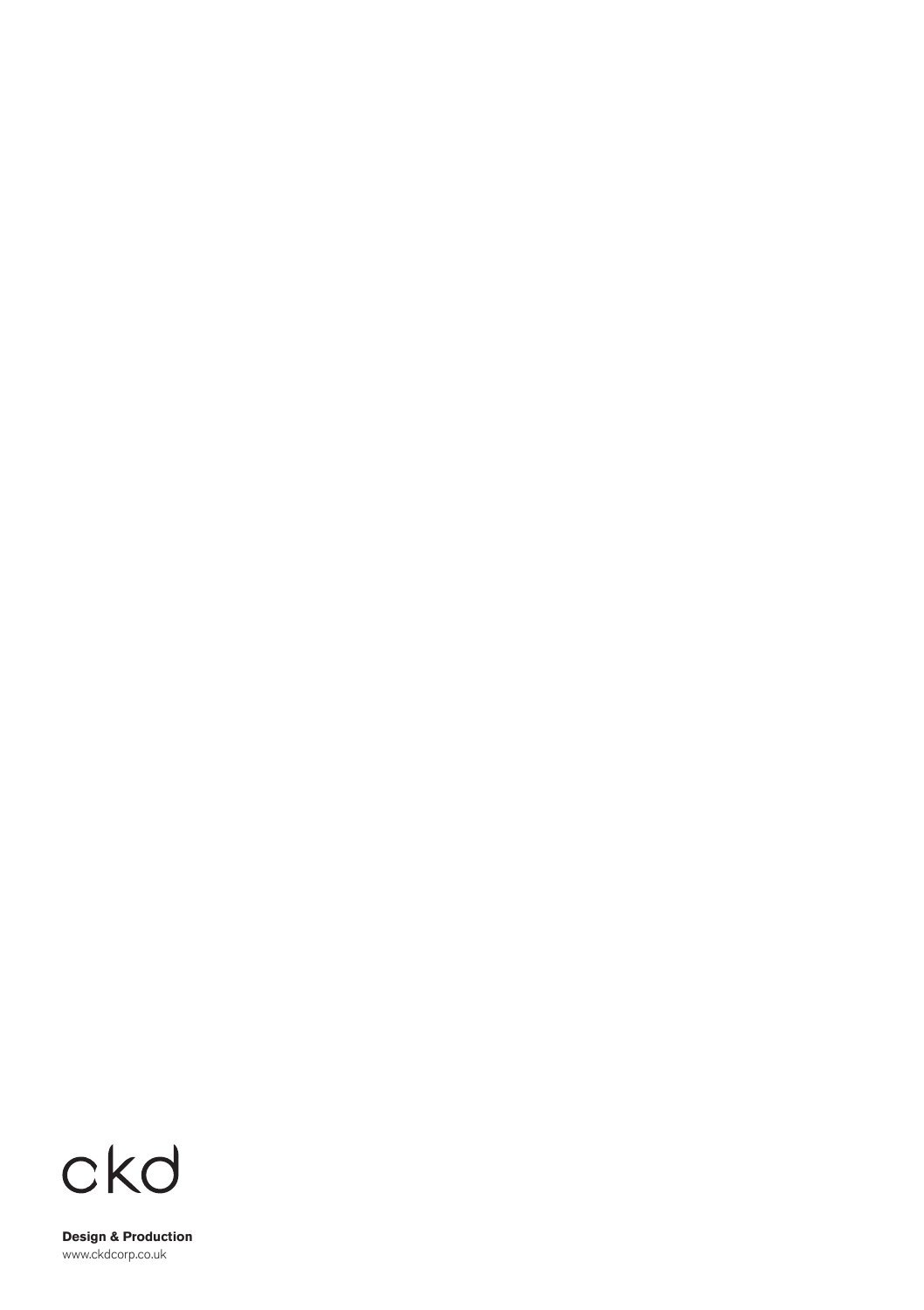ckd

**Design & Production**
www.ckdcorp.co.uk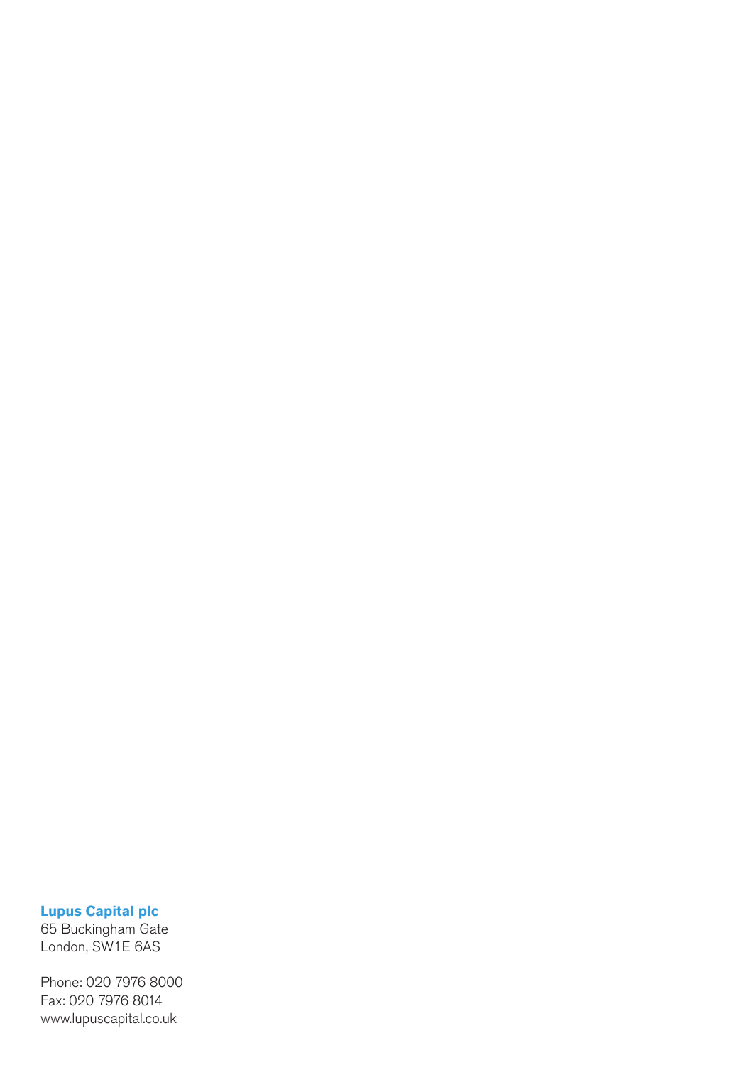**Lupus Capital plc**
65 Buckingham Gate
London, SW1E 6AS

Phone: 020 7976 8000
Fax: 020 7976 8014
www.lupuscapital.co.uk